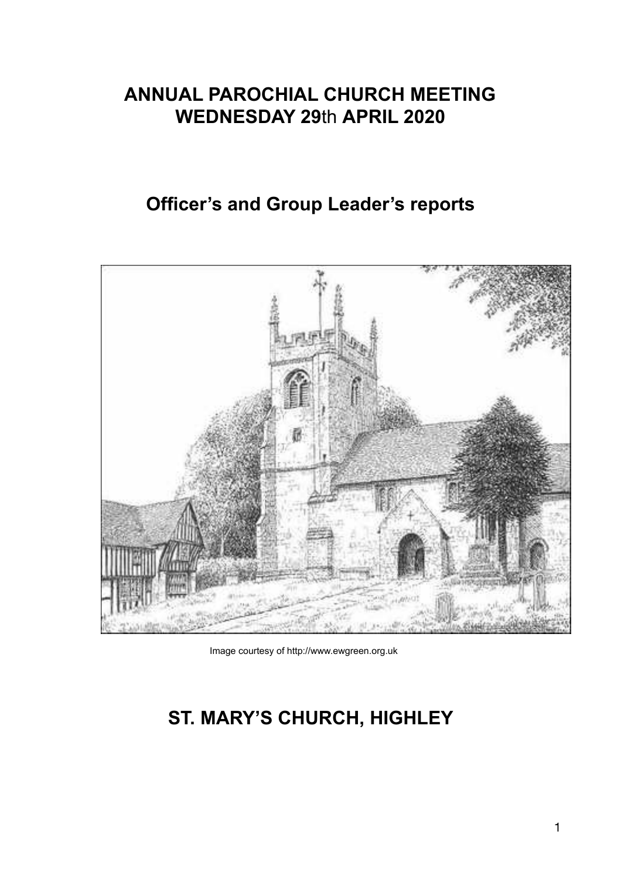# ANNUAL PAROCHIAL CHURCH MEETING
# WEDNESDAY 29th APRIL 2020

## Officer's and Group Leader's reports

Image courtesy of http://www.ewgreen.org.uk

# ST. MARY'S CHURCH, HIGHLEY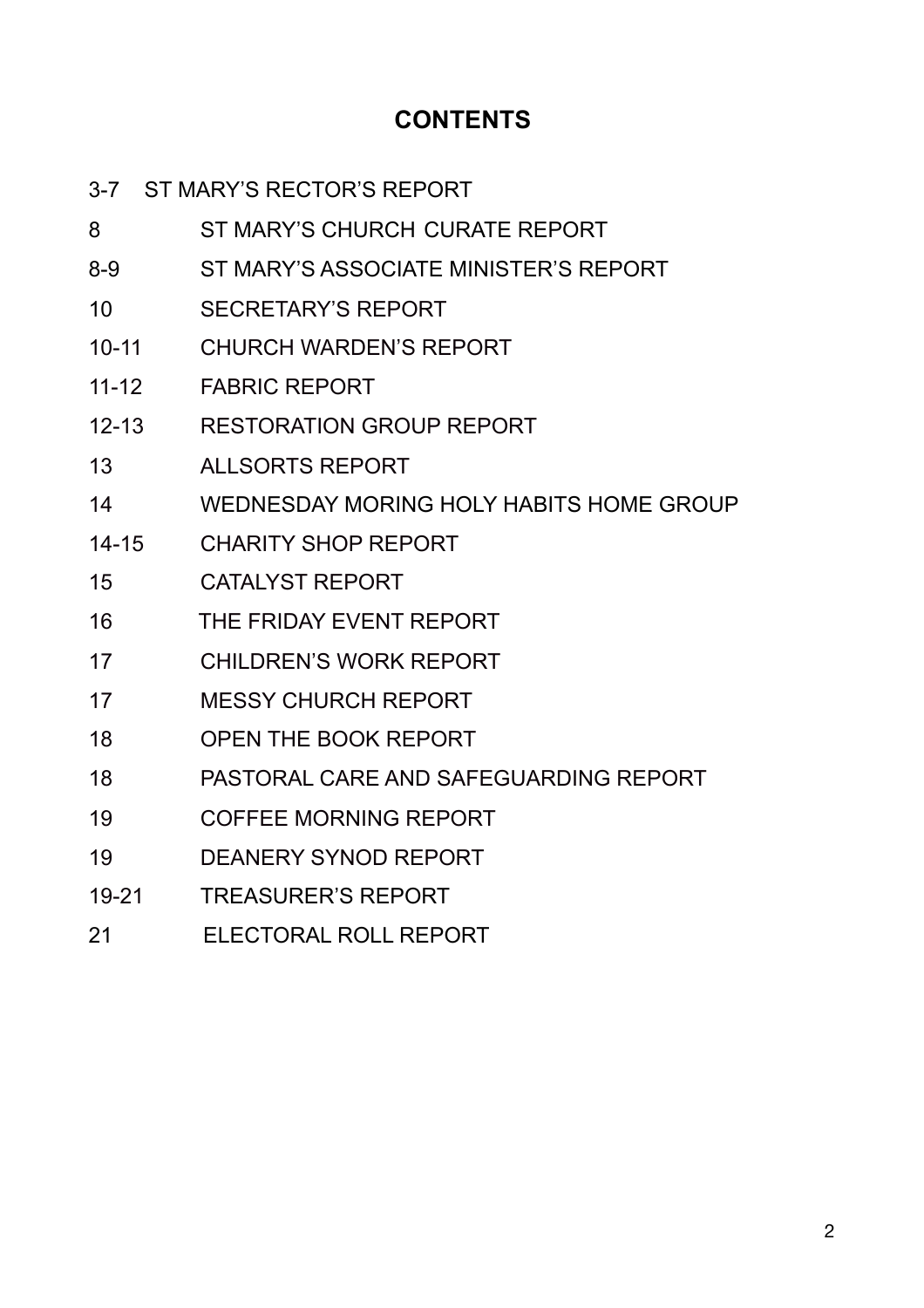# CONTENTS

3-7 ST MARY'S RECTOR'S REPORT

8 ST MARY'S CHURCH CURATE REPORT

8-9 ST MARY'S ASSOCIATE MINISTER'S REPORT

10 SECRETARY'S REPORT

10-11 CHURCH WARDEN'S REPORT

11-12 FABRIC REPORT

12-13 RESTORATION GROUP REPORT

13 ALLSORTS REPORT

14 WEDNESDAY MORING HOLY HABITS HOME GROUP

14-15 CHARITY SHOP REPORT

15 CATALYST REPORT

16 THE FRIDAY EVENT REPORT

17 CHILDREN'S WORK REPORT

17 MESSY CHURCH REPORT

18 OPEN THE BOOK REPORT

18 PASTORAL CARE AND SAFEGUARDING REPORT

19 COFFEE MORNING REPORT

19 DEANERY SYNOD REPORT

19-21 TREASURER'S REPORT

21 ELECTORAL ROLL REPORT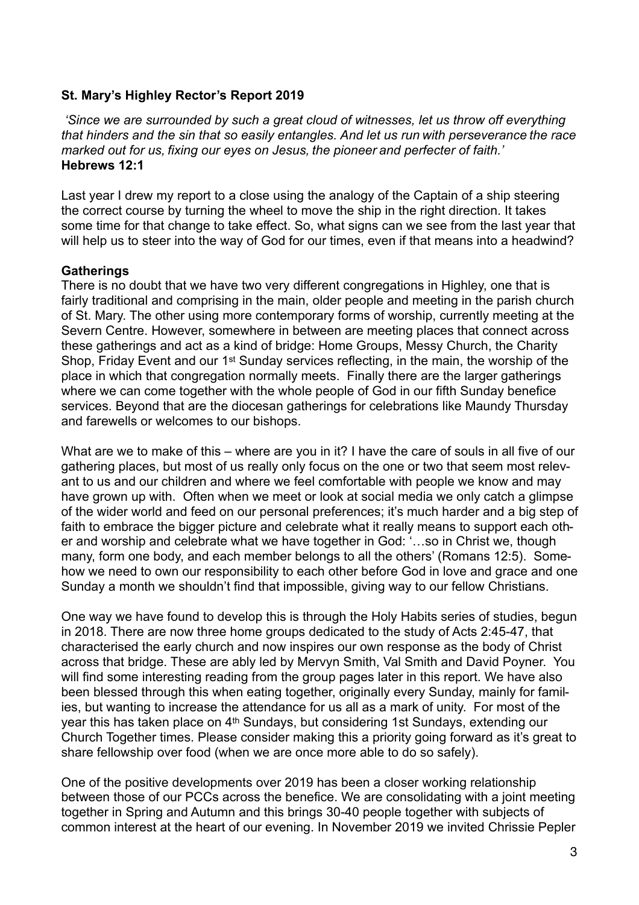**St. Mary's Highley Rector's Report 2019**

*'Since we are surrounded by such a great cloud of witnesses, let us throw off everything that hinders and the sin that so easily entangles. And let us run with perseverance the race marked out for us, fixing our eyes on Jesus, the pioneer and perfecter of faith.'*
**Hebrews 12:1**

Last year I drew my report to a close using the analogy of the Captain of a ship steering the correct course by turning the wheel to move the ship in the right direction. It takes some time for that change to take effect. So, what signs can we see from the last year that will help us to steer into the way of God for our times, even if that means into a headwind?

**Gatherings**

There is no doubt that we have two very different congregations in Highley, one that is fairly traditional and comprising in the main, older people and meeting in the parish church of St. Mary. The other using more contemporary forms of worship, currently meeting at the Severn Centre. However, somewhere in between are meeting places that connect across these gatherings and act as a kind of bridge: Home Groups, Messy Church, the Charity Shop, Friday Event and our 1st Sunday services reflecting, in the main, the worship of the place in which that congregation normally meets. Finally there are the larger gatherings where we can come together with the whole people of God in our fifth Sunday benefice services. Beyond that are the diocesan gatherings for celebrations like Maundy Thursday and farewells or welcomes to our bishops.

What are we to make of this – where are you in it? I have the care of souls in all five of our gathering places, but most of us really only focus on the one or two that seem most relevant to us and our children and where we feel comfortable with people we know and may have grown up with. Often when we meet or look at social media we only catch a glimpse of the wider world and feed on our personal preferences; it's much harder and a big step of faith to embrace the bigger picture and celebrate what it really means to support each other and worship and celebrate what we have together in God: '…so in Christ we, though many, form one body, and each member belongs to all the others' (Romans 12:5). Somehow we need to own our responsibility to each other before God in love and grace and one Sunday a month we shouldn't find that impossible, giving way to our fellow Christians.

One way we have found to develop this is through the Holy Habits series of studies, begun in 2018. There are now three home groups dedicated to the study of Acts 2:45-47, that characterised the early church and now inspires our own response as the body of Christ across that bridge. These are ably led by Mervyn Smith, Val Smith and David Poyner. You will find some interesting reading from the group pages later in this report. We have also been blessed through this when eating together, originally every Sunday, mainly for families, but wanting to increase the attendance for us all as a mark of unity. For most of the year this has taken place on 4th Sundays, but considering 1st Sundays, extending our Church Together times. Please consider making this a priority going forward as it's great to share fellowship over food (when we are once more able to do so safely).

One of the positive developments over 2019 has been a closer working relationship between those of our PCCs across the benefice. We are consolidating with a joint meeting together in Spring and Autumn and this brings 30-40 people together with subjects of common interest at the heart of our evening. In November 2019 we invited Chrissie Pepler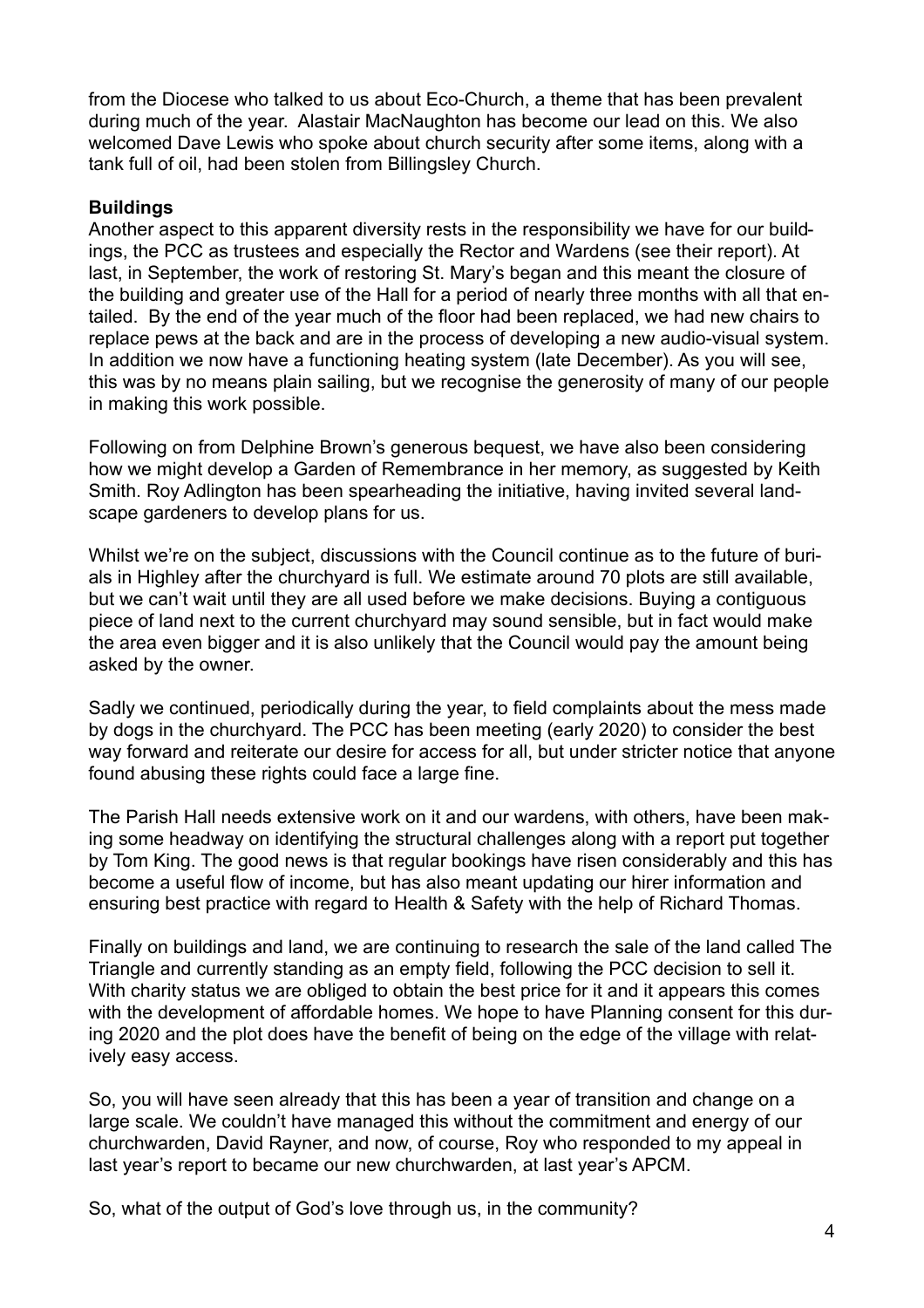from the Diocese who talked to us about Eco-Church, a theme that has been prevalent during much of the year. Alastair MacNaughton has become our lead on this. We also welcomed Dave Lewis who spoke about church security after some items, along with a tank full of oil, had been stolen from Billingsley Church.

**Buildings**

Another aspect to this apparent diversity rests in the responsibility we have for our buildings, the PCC as trustees and especially the Rector and Wardens (see their report). At last, in September, the work of restoring St. Mary's began and this meant the closure of the building and greater use of the Hall for a period of nearly three months with all that entailed. By the end of the year much of the floor had been replaced, we had new chairs to replace pews at the back and are in the process of developing a new audio-visual system. In addition we now have a functioning heating system (late December). As you will see, this was by no means plain sailing, but we recognise the generosity of many of our people in making this work possible.

Following on from Delphine Brown's generous bequest, we have also been considering how we might develop a Garden of Remembrance in her memory, as suggested by Keith Smith. Roy Adlington has been spearheading the initiative, having invited several landscape gardeners to develop plans for us.

Whilst we're on the subject, discussions with the Council continue as to the future of burials in Highley after the churchyard is full. We estimate around 70 plots are still available, but we can't wait until they are all used before we make decisions. Buying a contiguous piece of land next to the current churchyard may sound sensible, but in fact would make the area even bigger and it is also unlikely that the Council would pay the amount being asked by the owner.

Sadly we continued, periodically during the year, to field complaints about the mess made by dogs in the churchyard. The PCC has been meeting (early 2020) to consider the best way forward and reiterate our desire for access for all, but under stricter notice that anyone found abusing these rights could face a large fine.

The Parish Hall needs extensive work on it and our wardens, with others, have been making some headway on identifying the structural challenges along with a report put together by Tom King. The good news is that regular bookings have risen considerably and this has become a useful flow of income, but has also meant updating our hirer information and ensuring best practice with regard to Health & Safety with the help of Richard Thomas.

Finally on buildings and land, we are continuing to research the sale of the land called The Triangle and currently standing as an empty field, following the PCC decision to sell it. With charity status we are obliged to obtain the best price for it and it appears this comes with the development of affordable homes. We hope to have Planning consent for this during 2020 and the plot does have the benefit of being on the edge of the village with relatively easy access.

So, you will have seen already that this has been a year of transition and change on a large scale. We couldn't have managed this without the commitment and energy of our churchwarden, David Rayner, and now, of course, Roy who responded to my appeal in last year's report to became our new churchwarden, at last year's APCM.

So, what of the output of God's love through us, in the community?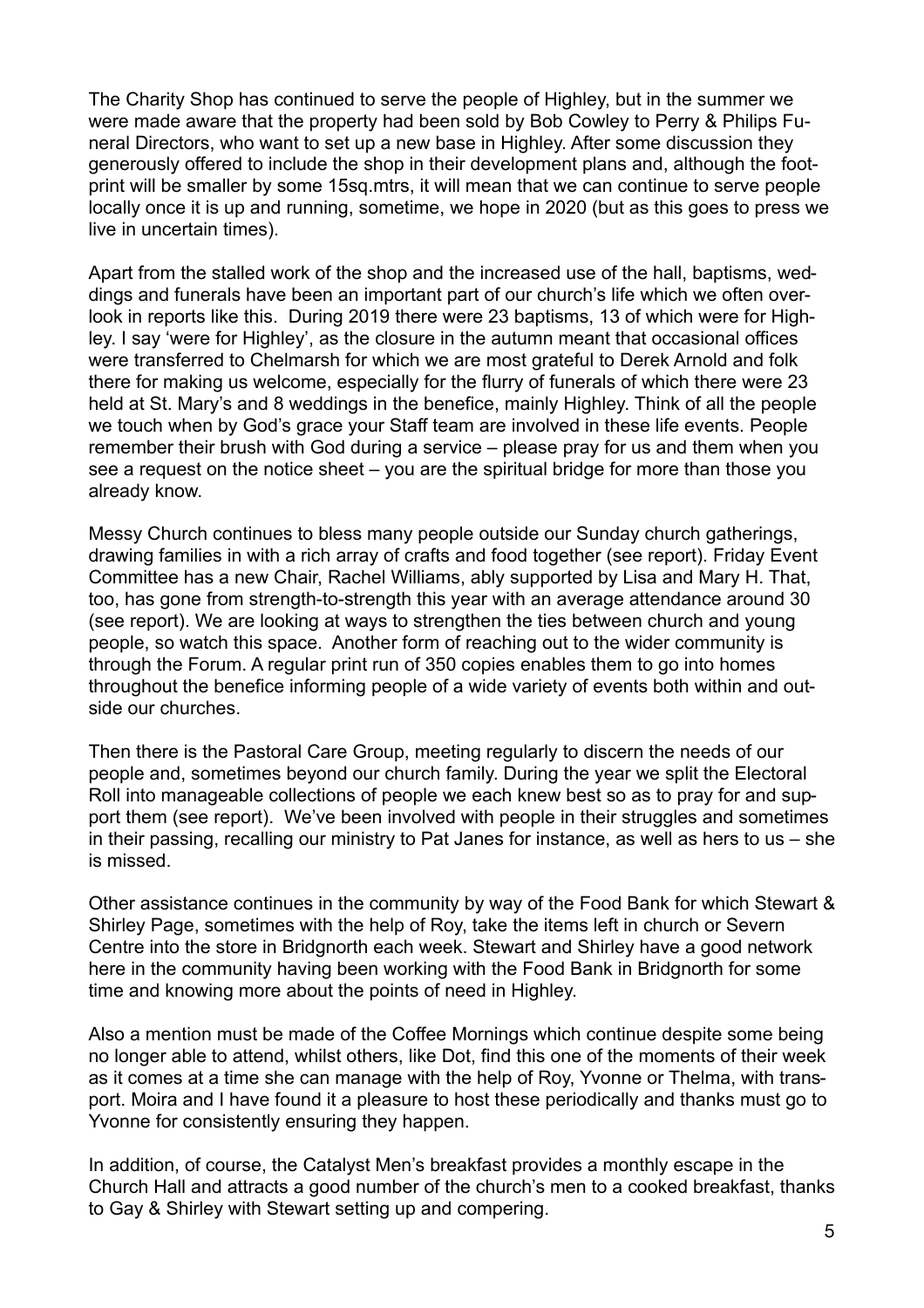The Charity Shop has continued to serve the people of Highley, but in the summer we were made aware that the property had been sold by Bob Cowley to Perry & Philips Funeral Directors, who want to set up a new base in Highley. After some discussion they generously offered to include the shop in their development plans and, although the footprint will be smaller by some 15sq.mtrs, it will mean that we can continue to serve people locally once it is up and running, sometime, we hope in 2020 (but as this goes to press we live in uncertain times).

Apart from the stalled work of the shop and the increased use of the hall, baptisms, weddings and funerals have been an important part of our church's life which we often overlook in reports like this. During 2019 there were 23 baptisms, 13 of which were for Highley. I say 'were for Highley', as the closure in the autumn meant that occasional offices were transferred to Chelmarsh for which we are most grateful to Derek Arnold and folk there for making us welcome, especially for the flurry of funerals of which there were 23 held at St. Mary's and 8 weddings in the benefice, mainly Highley. Think of all the people we touch when by God's grace your Staff team are involved in these life events. People remember their brush with God during a service – please pray for us and them when you see a request on the notice sheet – you are the spiritual bridge for more than those you already know.

Messy Church continues to bless many people outside our Sunday church gatherings, drawing families in with a rich array of crafts and food together (see report). Friday Event Committee has a new Chair, Rachel Williams, ably supported by Lisa and Mary H. That, too, has gone from strength-to-strength this year with an average attendance around 30 (see report). We are looking at ways to strengthen the ties between church and young people, so watch this space. Another form of reaching out to the wider community is through the Forum. A regular print run of 350 copies enables them to go into homes throughout the benefice informing people of a wide variety of events both within and outside our churches.

Then there is the Pastoral Care Group, meeting regularly to discern the needs of our people and, sometimes beyond our church family. During the year we split the Electoral Roll into manageable collections of people we each knew best so as to pray for and support them (see report). We've been involved with people in their struggles and sometimes in their passing, recalling our ministry to Pat Janes for instance, as well as hers to us – she is missed.

Other assistance continues in the community by way of the Food Bank for which Stewart & Shirley Page, sometimes with the help of Roy, take the items left in church or Severn Centre into the store in Bridgnorth each week. Stewart and Shirley have a good network here in the community having been working with the Food Bank in Bridgnorth for some time and knowing more about the points of need in Highley.

Also a mention must be made of the Coffee Mornings which continue despite some being no longer able to attend, whilst others, like Dot, find this one of the moments of their week as it comes at a time she can manage with the help of Roy, Yvonne or Thelma, with transport. Moira and I have found it a pleasure to host these periodically and thanks must go to Yvonne for consistently ensuring they happen.

In addition, of course, the Catalyst Men's breakfast provides a monthly escape in the Church Hall and attracts a good number of the church's men to a cooked breakfast, thanks to Gay & Shirley with Stewart setting up and compering.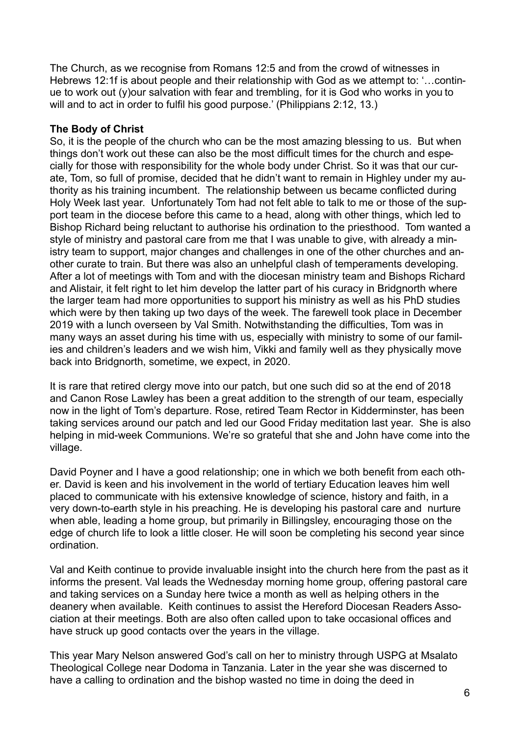The Church, as we recognise from Romans 12:5 and from the crowd of witnesses in Hebrews 12:1f is about people and their relationship with God as we attempt to: '…continue to work out (y)our salvation with fear and trembling, for it is God who works in you to will and to act in order to fulfil his good purpose.' (Philippians 2:12, 13.)

**The Body of Christ**

So, it is the people of the church who can be the most amazing blessing to us. But when things don't work out these can also be the most difficult times for the church and especially for those with responsibility for the whole body under Christ. So it was that our curate, Tom, so full of promise, decided that he didn't want to remain in Highley under my authority as his training incumbent. The relationship between us became conflicted during Holy Week last year. Unfortunately Tom had not felt able to talk to me or those of the support team in the diocese before this came to a head, along with other things, which led to Bishop Richard being reluctant to authorise his ordination to the priesthood. Tom wanted a style of ministry and pastoral care from me that I was unable to give, with already a ministry team to support, major changes and challenges in one of the other churches and another curate to train. But there was also an unhelpful clash of temperaments developing. After a lot of meetings with Tom and with the diocesan ministry team and Bishops Richard and Alistair, it felt right to let him develop the latter part of his curacy in Bridgnorth where the larger team had more opportunities to support his ministry as well as his PhD studies which were by then taking up two days of the week. The farewell took place in December 2019 with a lunch overseen by Val Smith. Notwithstanding the difficulties, Tom was in many ways an asset during his time with us, especially with ministry to some of our families and children's leaders and we wish him, Vikki and family well as they physically move back into Bridgnorth, sometime, we expect, in 2020.

It is rare that retired clergy move into our patch, but one such did so at the end of 2018 and Canon Rose Lawley has been a great addition to the strength of our team, especially now in the light of Tom's departure. Rose, retired Team Rector in Kidderminster, has been taking services around our patch and led our Good Friday meditation last year. She is also helping in mid-week Communions. We're so grateful that she and John have come into the village.

David Poyner and I have a good relationship; one in which we both benefit from each other. David is keen and his involvement in the world of tertiary Education leaves him well placed to communicate with his extensive knowledge of science, history and faith, in a very down-to-earth style in his preaching. He is developing his pastoral care and nurture when able, leading a home group, but primarily in Billingsley, encouraging those on the edge of church life to look a little closer. He will soon be completing his second year since ordination.

Val and Keith continue to provide invaluable insight into the church here from the past as it informs the present. Val leads the Wednesday morning home group, offering pastoral care and taking services on a Sunday here twice a month as well as helping others in the deanery when available. Keith continues to assist the Hereford Diocesan Readers Association at their meetings. Both are also often called upon to take occasional offices and have struck up good contacts over the years in the village.

This year Mary Nelson answered God's call on her to ministry through USPG at Msalato Theological College near Dodoma in Tanzania. Later in the year she was discerned to have a calling to ordination and the bishop wasted no time in doing the deed in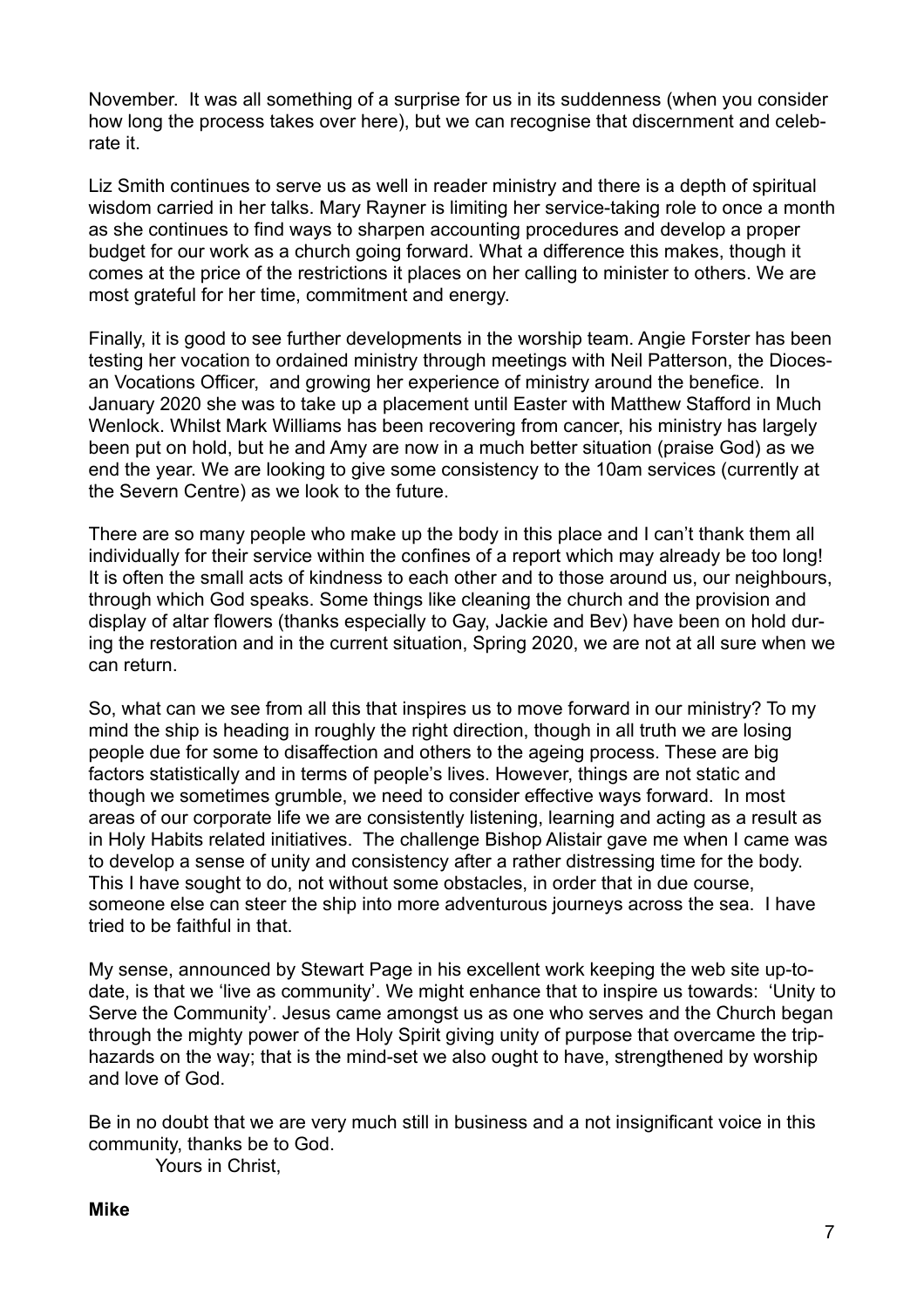November. It was all something of a surprise for us in its suddenness (when you consider how long the process takes over here), but we can recognise that discernment and celebrate it.

Liz Smith continues to serve us as well in reader ministry and there is a depth of spiritual wisdom carried in her talks. Mary Rayner is limiting her service-taking role to once a month as she continues to find ways to sharpen accounting procedures and develop a proper budget for our work as a church going forward. What a difference this makes, though it comes at the price of the restrictions it places on her calling to minister to others. We are most grateful for her time, commitment and energy.

Finally, it is good to see further developments in the worship team. Angie Forster has been testing her vocation to ordained ministry through meetings with Neil Patterson, the Diocesan Vocations Officer, and growing her experience of ministry around the benefice. In January 2020 she was to take up a placement until Easter with Matthew Stafford in Much Wenlock. Whilst Mark Williams has been recovering from cancer, his ministry has largely been put on hold, but he and Amy are now in a much better situation (praise God) as we end the year. We are looking to give some consistency to the 10am services (currently at the Severn Centre) as we look to the future.

There are so many people who make up the body in this place and I can't thank them all individually for their service within the confines of a report which may already be too long! It is often the small acts of kindness to each other and to those around us, our neighbours, through which God speaks. Some things like cleaning the church and the provision and display of altar flowers (thanks especially to Gay, Jackie and Bev) have been on hold during the restoration and in the current situation, Spring 2020, we are not at all sure when we can return.

So, what can we see from all this that inspires us to move forward in our ministry? To my mind the ship is heading in roughly the right direction, though in all truth we are losing people due for some to disaffection and others to the ageing process. These are big factors statistically and in terms of people's lives. However, things are not static and though we sometimes grumble, we need to consider effective ways forward. In most areas of our corporate life we are consistently listening, learning and acting as a result as in Holy Habits related initiatives. The challenge Bishop Alistair gave me when I came was to develop a sense of unity and consistency after a rather distressing time for the body. This I have sought to do, not without some obstacles, in order that in due course, someone else can steer the ship into more adventurous journeys across the sea. I have tried to be faithful in that.

My sense, announced by Stewart Page in his excellent work keeping the web site up-to-date, is that we 'live as community'. We might enhance that to inspire us towards: 'Unity to Serve the Community'. Jesus came amongst us as one who serves and the Church began through the mighty power of the Holy Spirit giving unity of purpose that overcame the trip-hazards on the way; that is the mind-set we also ought to have, strengthened by worship and love of God.

Be in no doubt that we are very much still in business and a not insignificant voice in this community, thanks be to God.

Yours in Christ,

**Mike**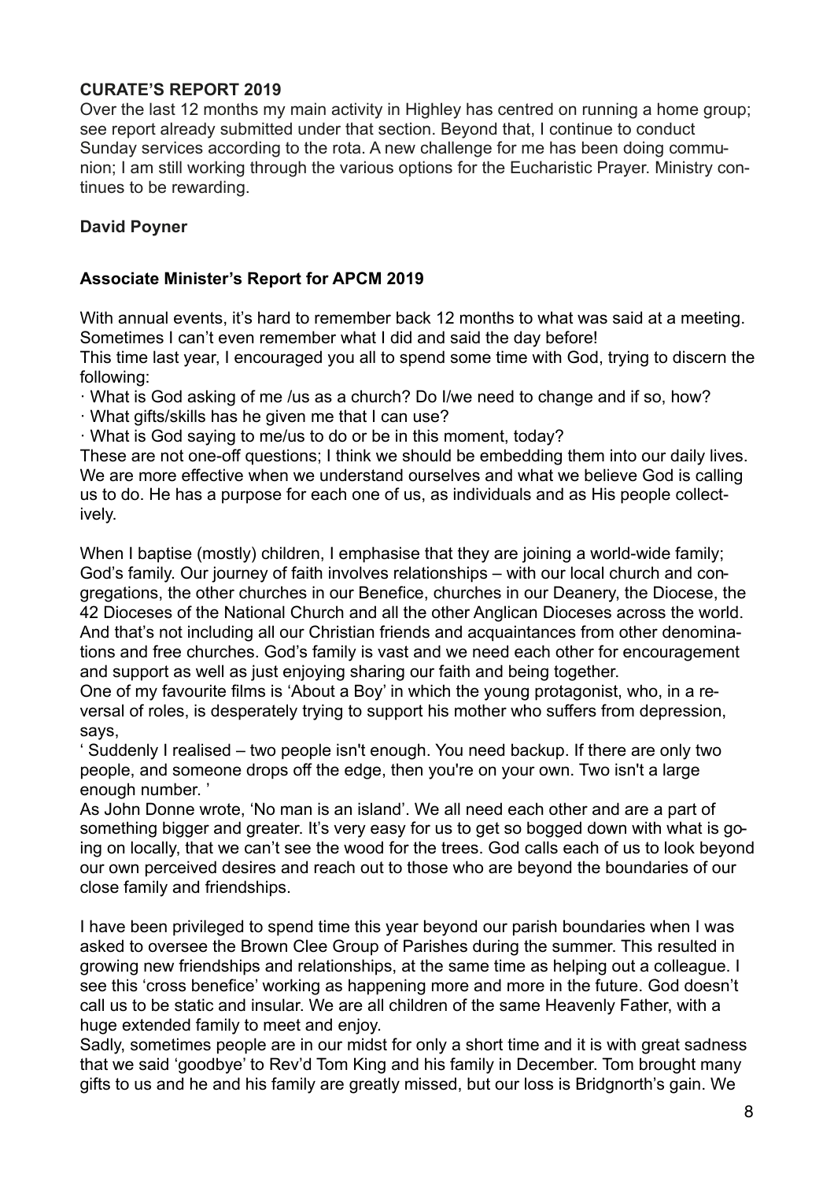**CURATE'S REPORT 2019**

Over the last 12 months my main activity in Highley has centred on running a home group; see report already submitted under that section. Beyond that, I continue to conduct Sunday services according to the rota. A new challenge for me has been doing communion; I am still working through the various options for the Eucharistic Prayer. Ministry continues to be rewarding.

**David Poyner**

**Associate Minister's Report for APCM 2019**

With annual events, it's hard to remember back 12 months to what was said at a meeting. Sometimes I can't even remember what I did and said the day before!

This time last year, I encouraged you all to spend some time with God, trying to discern the following:

- What is God asking of me /us as a church? Do I/we need to change and if so, how?
- What gifts/skills has he given me that I can use?
- What is God saying to me/us to do or be in this moment, today?

These are not one-off questions; I think we should be embedding them into our daily lives. We are more effective when we understand ourselves and what we believe God is calling us to do. He has a purpose for each one of us, as individuals and as His people collectively.

When I baptise (mostly) children, I emphasise that they are joining a world-wide family; God's family. Our journey of faith involves relationships – with our local church and congregations, the other churches in our Benefice, churches in our Deanery, the Diocese, the 42 Dioceses of the National Church and all the other Anglican Dioceses across the world. And that's not including all our Christian friends and acquaintances from other denominations and free churches. God's family is vast and we need each other for encouragement and support as well as just enjoying sharing our faith and being together.

One of my favourite films is 'About a Boy' in which the young protagonist, who, in a reversal of roles, is desperately trying to support his mother who suffers from depression, says,

' Suddenly I realised – two people isn't enough. You need backup. If there are only two people, and someone drops off the edge, then you're on your own. Two isn't a large enough number. '

As John Donne wrote, 'No man is an island'. We all need each other and are a part of something bigger and greater. It's very easy for us to get so bogged down with what is going on locally, that we can't see the wood for the trees. God calls each of us to look beyond our own perceived desires and reach out to those who are beyond the boundaries of our close family and friendships.

I have been privileged to spend time this year beyond our parish boundaries when I was asked to oversee the Brown Clee Group of Parishes during the summer. This resulted in growing new friendships and relationships, at the same time as helping out a colleague. I see this 'cross benefice' working as happening more and more in the future. God doesn't call us to be static and insular. We are all children of the same Heavenly Father, with a huge extended family to meet and enjoy.

Sadly, sometimes people are in our midst for only a short time and it is with great sadness that we said 'goodbye' to Rev'd Tom King and his family in December. Tom brought many gifts to us and he and his family are greatly missed, but our loss is Bridgnorth's gain. We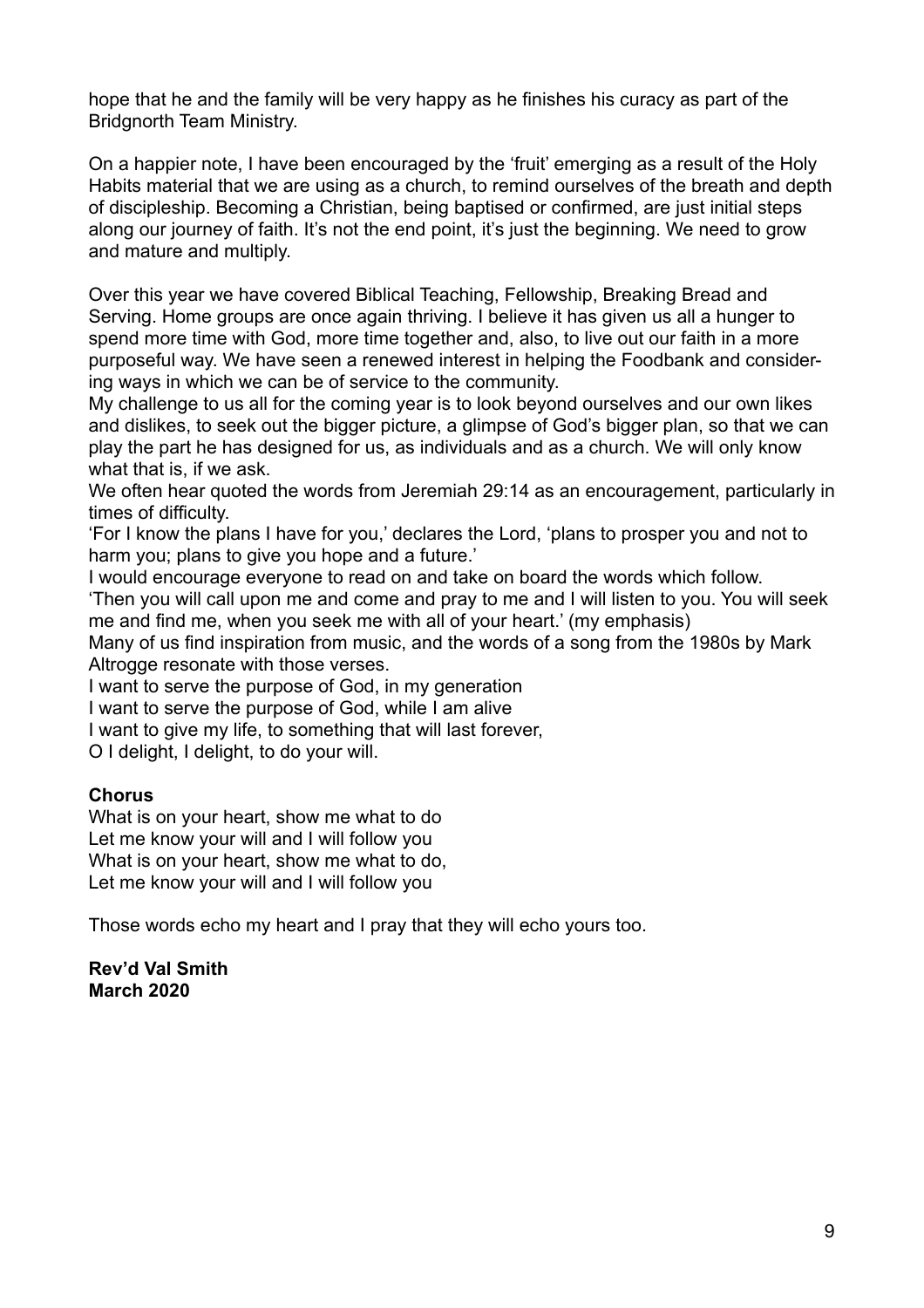hope that he and the family will be very happy as he finishes his curacy as part of the Bridgnorth Team Ministry.

On a happier note, I have been encouraged by the 'fruit' emerging as a result of the Holy Habits material that we are using as a church, to remind ourselves of the breath and depth of discipleship. Becoming a Christian, being baptised or confirmed, are just initial steps along our journey of faith. It's not the end point, it's just the beginning. We need to grow and mature and multiply.

Over this year we have covered Biblical Teaching, Fellowship, Breaking Bread and Serving. Home groups are once again thriving. I believe it has given us all a hunger to spend more time with God, more time together and, also, to live out our faith in a more purposeful way. We have seen a renewed interest in helping the Foodbank and considering ways in which we can be of service to the community.

My challenge to us all for the coming year is to look beyond ourselves and our own likes and dislikes, to seek out the bigger picture, a glimpse of God's bigger plan, so that we can play the part he has designed for us, as individuals and as a church. We will only know what that is, if we ask.

We often hear quoted the words from Jeremiah 29:14 as an encouragement, particularly in times of difficulty.

'For I know the plans I have for you,' declares the Lord, 'plans to prosper you and not to harm you; plans to give you hope and a future.'

I would encourage everyone to read on and take on board the words which follow.

'Then you will call upon me and come and pray to me and I will listen to you. You will seek me and find me, when you seek me with all of your heart.' (my emphasis)

Many of us find inspiration from music, and the words of a song from the 1980s by Mark Altrogge resonate with those verses.

I want to serve the purpose of God, in my generation  
I want to serve the purpose of God, while I am alive  
I want to give my life, to something that will last forever,  
O I delight, I delight, to do your will.

**Chorus**

What is on your heart, show me what to do  
Let me know your will and I will follow you  
What is on your heart, show me what to do,  
Let me know your will and I will follow you

Those words echo my heart and I pray that they will echo yours too.

**Rev'd Val Smith**  
**March 2020**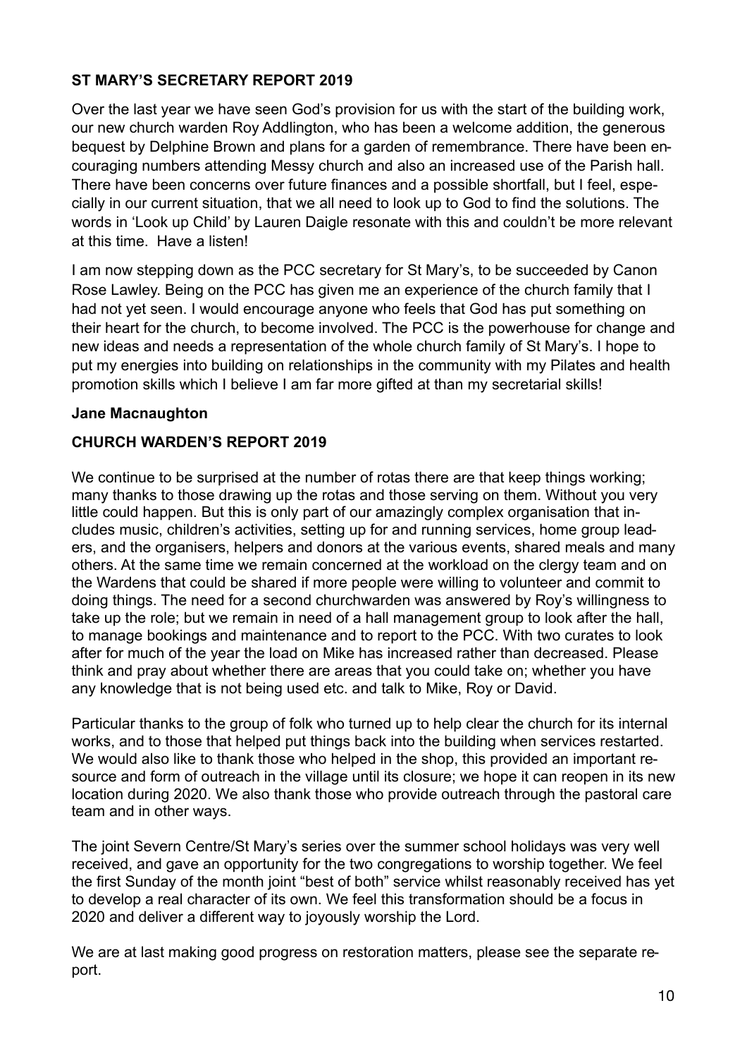**ST MARY'S SECRETARY REPORT 2019**

Over the last year we have seen God's provision for us with the start of the building work, our new church warden Roy Addlington, who has been a welcome addition, the generous bequest by Delphine Brown and plans for a garden of remembrance. There have been encouraging numbers attending Messy church and also an increased use of the Parish hall. There have been concerns over future finances and a possible shortfall, but I feel, especially in our current situation, that we all need to look up to God to find the solutions. The words in 'Look up Child' by Lauren Daigle resonate with this and couldn't be more relevant at this time. Have a listen!

I am now stepping down as the PCC secretary for St Mary's, to be succeeded by Canon Rose Lawley. Being on the PCC has given me an experience of the church family that I had not yet seen. I would encourage anyone who feels that God has put something on their heart for the church, to become involved. The PCC is the powerhouse for change and new ideas and needs a representation of the whole church family of St Mary's. I hope to put my energies into building on relationships in the community with my Pilates and health promotion skills which I believe I am far more gifted at than my secretarial skills!

**Jane Macnaughton**

**CHURCH WARDEN'S REPORT 2019**

We continue to be surprised at the number of rotas there are that keep things working; many thanks to those drawing up the rotas and those serving on them. Without you very little could happen. But this is only part of our amazingly complex organisation that includes music, children's activities, setting up for and running services, home group leaders, and the organisers, helpers and donors at the various events, shared meals and many others. At the same time we remain concerned at the workload on the clergy team and on the Wardens that could be shared if more people were willing to volunteer and commit to doing things. The need for a second churchwarden was answered by Roy's willingness to take up the role; but we remain in need of a hall management group to look after the hall, to manage bookings and maintenance and to report to the PCC. With two curates to look after for much of the year the load on Mike has increased rather than decreased. Please think and pray about whether there are areas that you could take on; whether you have any knowledge that is not being used etc. and talk to Mike, Roy or David.

Particular thanks to the group of folk who turned up to help clear the church for its internal works, and to those that helped put things back into the building when services restarted. We would also like to thank those who helped in the shop, this provided an important resource and form of outreach in the village until its closure; we hope it can reopen in its new location during 2020. We also thank those who provide outreach through the pastoral care team and in other ways.

The joint Severn Centre/St Mary's series over the summer school holidays was very well received, and gave an opportunity for the two congregations to worship together. We feel the first Sunday of the month joint "best of both" service whilst reasonably received has yet to develop a real character of its own. We feel this transformation should be a focus in 2020 and deliver a different way to joyously worship the Lord.

We are at last making good progress on restoration matters, please see the separate report.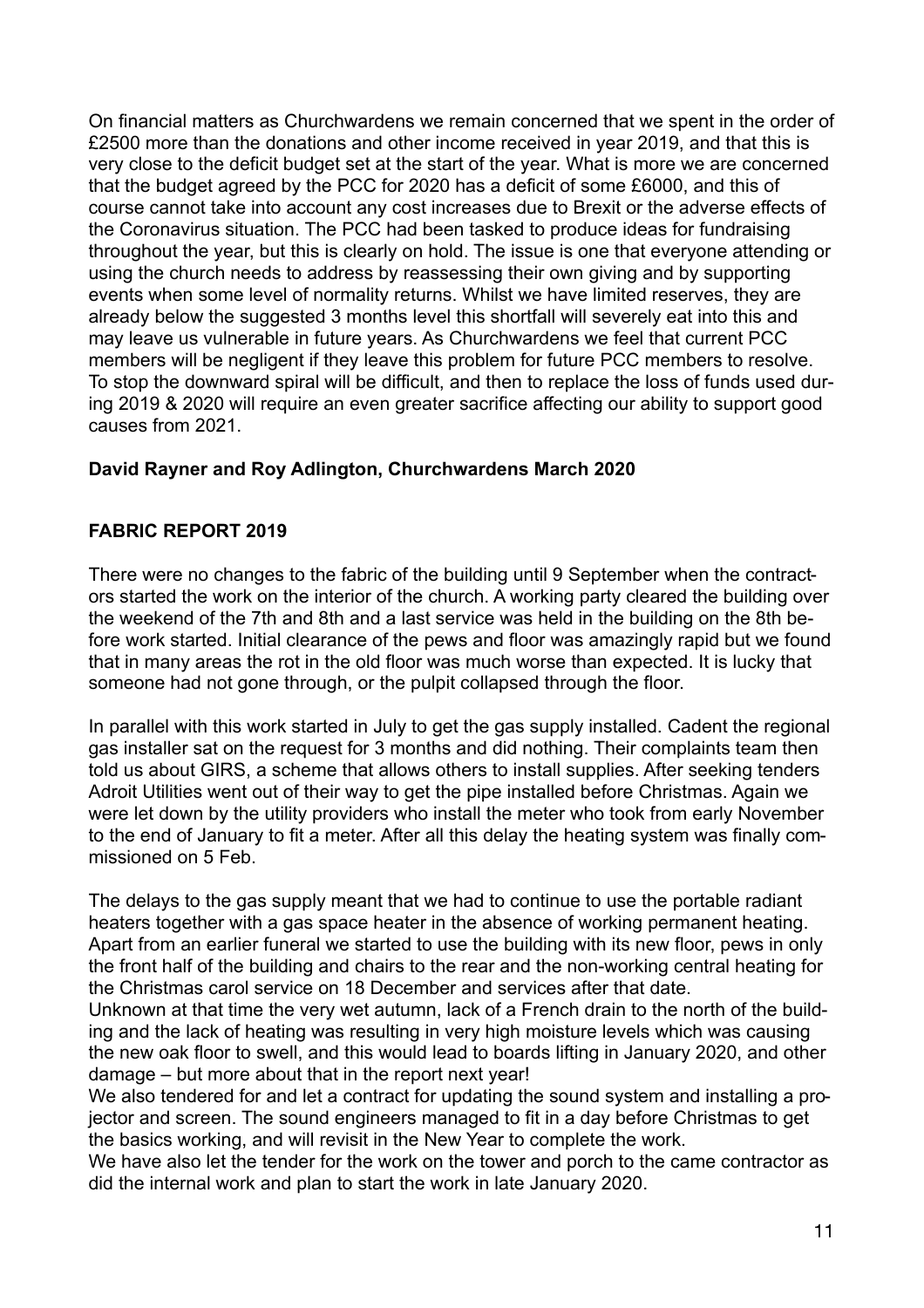On financial matters as Churchwardens we remain concerned that we spent in the order of £2500 more than the donations and other income received in year 2019, and that this is very close to the deficit budget set at the start of the year. What is more we are concerned that the budget agreed by the PCC for 2020 has a deficit of some £6000, and this of course cannot take into account any cost increases due to Brexit or the adverse effects of the Coronavirus situation. The PCC had been tasked to produce ideas for fundraising throughout the year, but this is clearly on hold. The issue is one that everyone attending or using the church needs to address by reassessing their own giving and by supporting events when some level of normality returns. Whilst we have limited reserves, they are already below the suggested 3 months level this shortfall will severely eat into this and may leave us vulnerable in future years. As Churchwardens we feel that current PCC members will be negligent if they leave this problem for future PCC members to resolve. To stop the downward spiral will be difficult, and then to replace the loss of funds used during 2019 & 2020 will require an even greater sacrifice affecting our ability to support good causes from 2021.

**David Rayner and Roy Adlington, Churchwardens March 2020**

**FABRIC REPORT 2019**

There were no changes to the fabric of the building until 9 September when the contractors started the work on the interior of the church. A working party cleared the building over the weekend of the 7th and 8th and a last service was held in the building on the 8th before work started. Initial clearance of the pews and floor was amazingly rapid but we found that in many areas the rot in the old floor was much worse than expected. It is lucky that someone had not gone through, or the pulpit collapsed through the floor.

In parallel with this work started in July to get the gas supply installed. Cadent the regional gas installer sat on the request for 3 months and did nothing. Their complaints team then told us about GIRS, a scheme that allows others to install supplies. After seeking tenders Adroit Utilities went out of their way to get the pipe installed before Christmas. Again we were let down by the utility providers who install the meter who took from early November to the end of January to fit a meter. After all this delay the heating system was finally commissioned on 5 Feb.

The delays to the gas supply meant that we had to continue to use the portable radiant heaters together with a gas space heater in the absence of working permanent heating. Apart from an earlier funeral we started to use the building with its new floor, pews in only the front half of the building and chairs to the rear and the non-working central heating for the Christmas carol service on 18 December and services after that date.
Unknown at that time the very wet autumn, lack of a French drain to the north of the building and the lack of heating was resulting in very high moisture levels which was causing the new oak floor to swell, and this would lead to boards lifting in January 2020, and other damage – but more about that in the report next year!
We also tendered for and let a contract for updating the sound system and installing a projector and screen. The sound engineers managed to fit in a day before Christmas to get the basics working, and will revisit in the New Year to complete the work.
We have also let the tender for the work on the tower and porch to the came contractor as did the internal work and plan to start the work in late January 2020.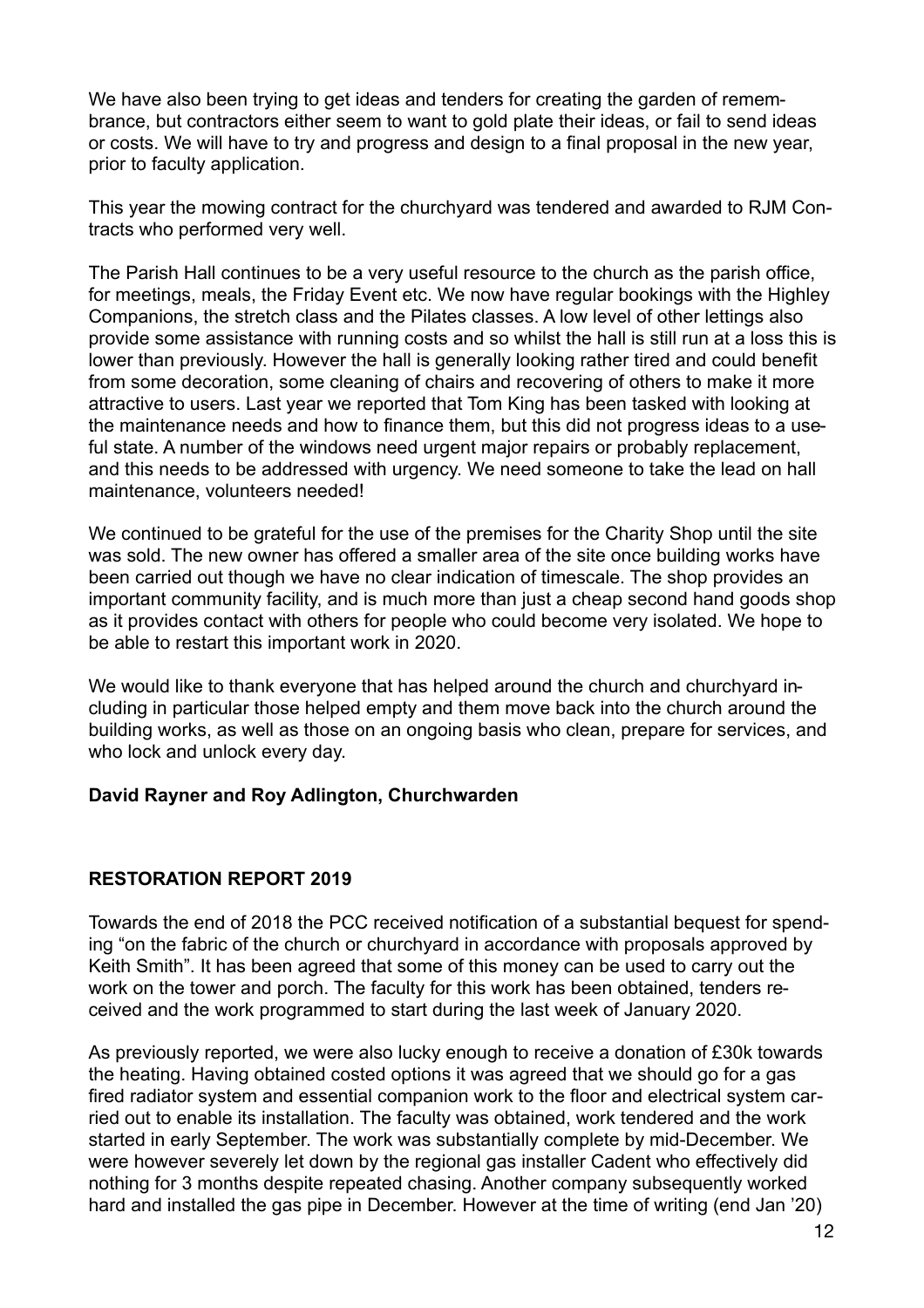We have also been trying to get ideas and tenders for creating the garden of remembrance, but contractors either seem to want to gold plate their ideas, or fail to send ideas or costs. We will have to try and progress and design to a final proposal in the new year, prior to faculty application.

This year the mowing contract for the churchyard was tendered and awarded to RJM Contracts who performed very well.

The Parish Hall continues to be a very useful resource to the church as the parish office, for meetings, meals, the Friday Event etc. We now have regular bookings with the Highley Companions, the stretch class and the Pilates classes. A low level of other lettings also provide some assistance with running costs and so whilst the hall is still run at a loss this is lower than previously. However the hall is generally looking rather tired and could benefit from some decoration, some cleaning of chairs and recovering of others to make it more attractive to users. Last year we reported that Tom King has been tasked with looking at the maintenance needs and how to finance them, but this did not progress ideas to a useful state. A number of the windows need urgent major repairs or probably replacement, and this needs to be addressed with urgency. We need someone to take the lead on hall maintenance, volunteers needed!

We continued to be grateful for the use of the premises for the Charity Shop until the site was sold. The new owner has offered a smaller area of the site once building works have been carried out though we have no clear indication of timescale. The shop provides an important community facility, and is much more than just a cheap second hand goods shop as it provides contact with others for people who could become very isolated. We hope to be able to restart this important work in 2020.

We would like to thank everyone that has helped around the church and churchyard including in particular those helped empty and them move back into the church around the building works, as well as those on an ongoing basis who clean, prepare for services, and who lock and unlock every day.

**David Rayner and Roy Adlington, Churchwarden**

## RESTORATION REPORT 2019

Towards the end of 2018 the PCC received notification of a substantial bequest for spending "on the fabric of the church or churchyard in accordance with proposals approved by Keith Smith". It has been agreed that some of this money can be used to carry out the work on the tower and porch. The faculty for this work has been obtained, tenders received and the work programmed to start during the last week of January 2020.

As previously reported, we were also lucky enough to receive a donation of £30k towards the heating. Having obtained costed options it was agreed that we should go for a gas fired radiator system and essential companion work to the floor and electrical system carried out to enable its installation. The faculty was obtained, work tendered and the work started in early September. The work was substantially complete by mid-December. We were however severely let down by the regional gas installer Cadent who effectively did nothing for 3 months despite repeated chasing. Another company subsequently worked hard and installed the gas pipe in December. However at the time of writing (end Jan '20)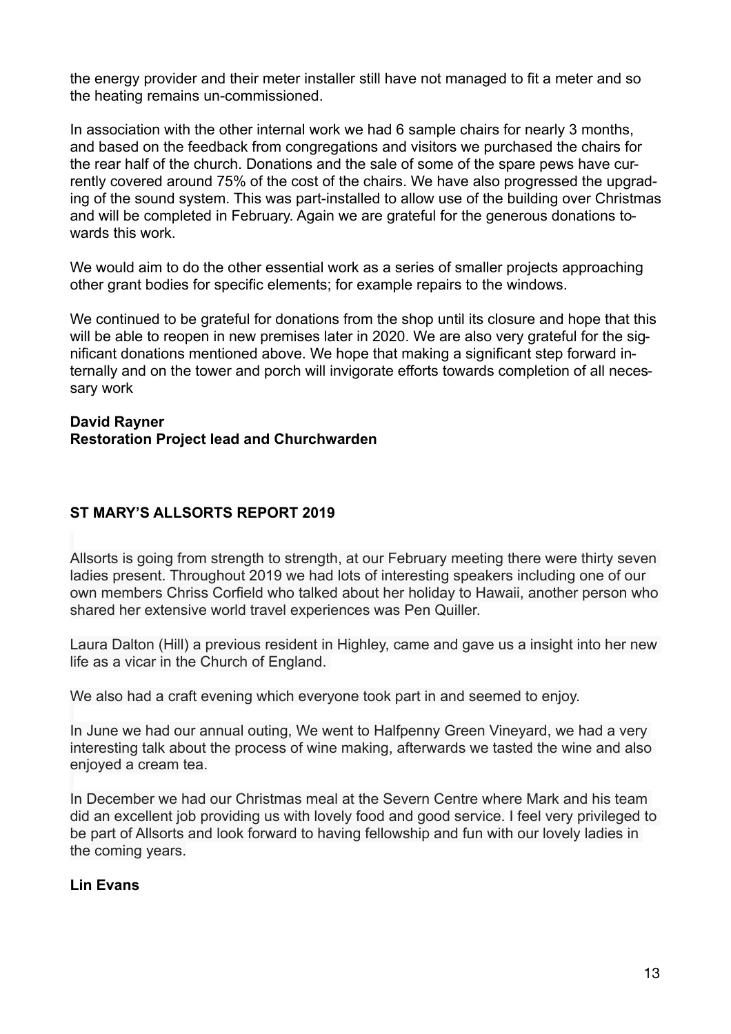the energy provider and their meter installer still have not managed to fit a meter and so the heating remains un-commissioned.

In association with the other internal work we had 6 sample chairs for nearly 3 months, and based on the feedback from congregations and visitors we purchased the chairs for the rear half of the church. Donations and the sale of some of the spare pews have currently covered around 75% of the cost of the chairs. We have also progressed the upgrading of the sound system. This was part-installed to allow use of the building over Christmas and will be completed in February. Again we are grateful for the generous donations towards this work.

We would aim to do the other essential work as a series of smaller projects approaching other grant bodies for specific elements; for example repairs to the windows.

We continued to be grateful for donations from the shop until its closure and hope that this will be able to reopen in new premises later in 2020. We are also very grateful for the significant donations mentioned above. We hope that making a significant step forward internally and on the tower and porch will invigorate efforts towards completion of all necessary work

**David Rayner**
**Restoration Project lead and Churchwarden**

## ST MARY'S ALLSORTS REPORT 2019

Allsorts is going from strength to strength, at our February meeting there were thirty seven ladies present. Throughout 2019 we had lots of interesting speakers including one of our own members Chriss Corfield who talked about her holiday to Hawaii, another person who shared her extensive world travel experiences was Pen Quiller.

Laura Dalton (Hill) a previous resident in Highley, came and gave us a insight into her new life as a vicar in the Church of England.

We also had a craft evening which everyone took part in and seemed to enjoy.

In June we had our annual outing, We went to Halfpenny Green Vineyard, we had a very interesting talk about the process of wine making, afterwards we tasted the wine and also enjoyed a cream tea.

In December we had our Christmas meal at the Severn Centre where Mark and his team did an excellent job providing us with lovely food and good service. I feel very privileged to be part of Allsorts and look forward to having fellowship and fun with our lovely ladies in the coming years.

**Lin Evans**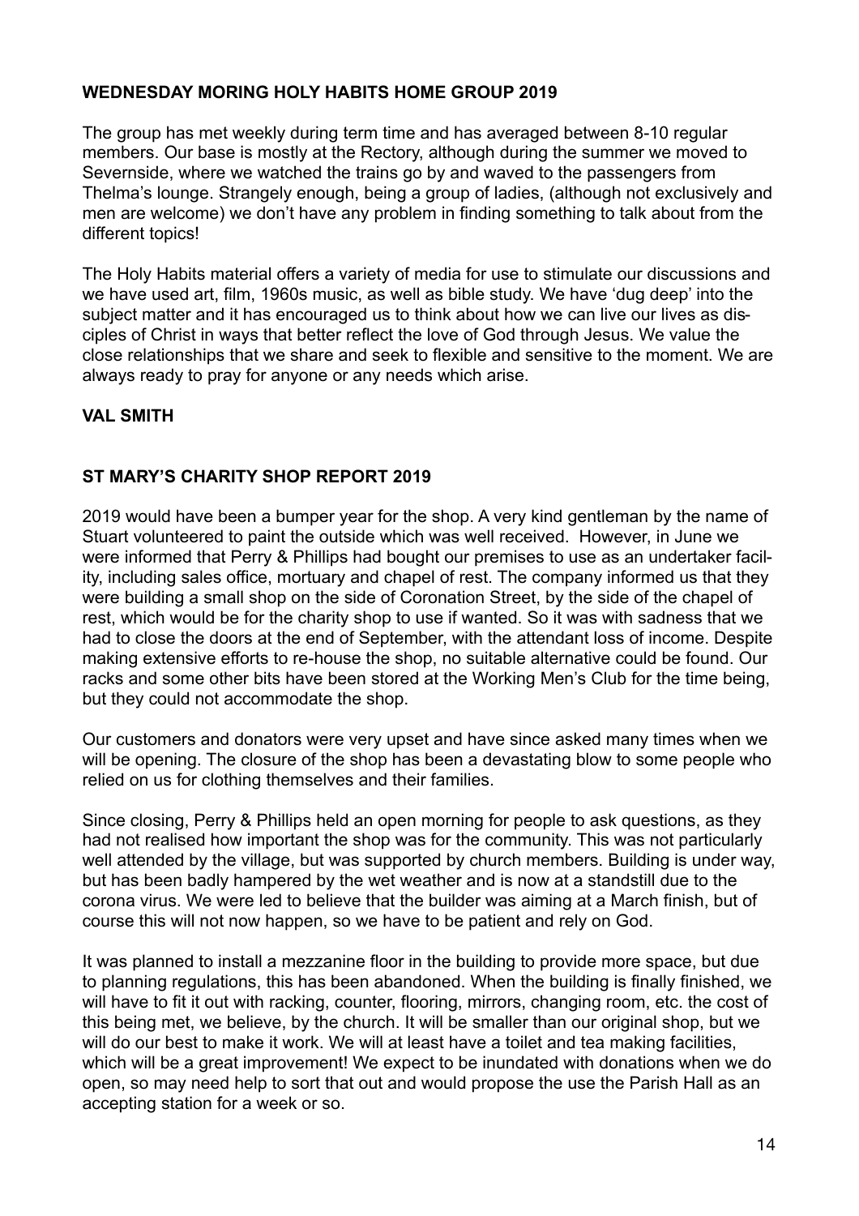**WEDNESDAY MORING HOLY HABITS HOME GROUP 2019**

The group has met weekly during term time and has averaged between 8-10 regular members. Our base is mostly at the Rectory, although during the summer we moved to Severnside, where we watched the trains go by and waved to the passengers from Thelma's lounge. Strangely enough, being a group of ladies, (although not exclusively and men are welcome) we don't have any problem in finding something to talk about from the different topics!

The Holy Habits material offers a variety of media for use to stimulate our discussions and we have used art, film, 1960s music, as well as bible study. We have 'dug deep' into the subject matter and it has encouraged us to think about how we can live our lives as disciples of Christ in ways that better reflect the love of God through Jesus. We value the close relationships that we share and seek to flexible and sensitive to the moment. We are always ready to pray for anyone or any needs which arise.

**VAL SMITH**

**ST MARY'S CHARITY SHOP REPORT 2019**

2019 would have been a bumper year for the shop. A very kind gentleman by the name of Stuart volunteered to paint the outside which was well received. However, in June we were informed that Perry & Phillips had bought our premises to use as an undertaker facility, including sales office, mortuary and chapel of rest. The company informed us that they were building a small shop on the side of Coronation Street, by the side of the chapel of rest, which would be for the charity shop to use if wanted. So it was with sadness that we had to close the doors at the end of September, with the attendant loss of income. Despite making extensive efforts to re-house the shop, no suitable alternative could be found. Our racks and some other bits have been stored at the Working Men's Club for the time being, but they could not accommodate the shop.

Our customers and donators were very upset and have since asked many times when we will be opening. The closure of the shop has been a devastating blow to some people who relied on us for clothing themselves and their families.

Since closing, Perry & Phillips held an open morning for people to ask questions, as they had not realised how important the shop was for the community. This was not particularly well attended by the village, but was supported by church members. Building is under way, but has been badly hampered by the wet weather and is now at a standstill due to the corona virus. We were led to believe that the builder was aiming at a March finish, but of course this will not now happen, so we have to be patient and rely on God.

It was planned to install a mezzanine floor in the building to provide more space, but due to planning regulations, this has been abandoned. When the building is finally finished, we will have to fit it out with racking, counter, flooring, mirrors, changing room, etc. the cost of this being met, we believe, by the church. It will be smaller than our original shop, but we will do our best to make it work. We will at least have a toilet and tea making facilities, which will be a great improvement! We expect to be inundated with donations when we do open, so may need help to sort that out and would propose the use the Parish Hall as an accepting station for a week or so.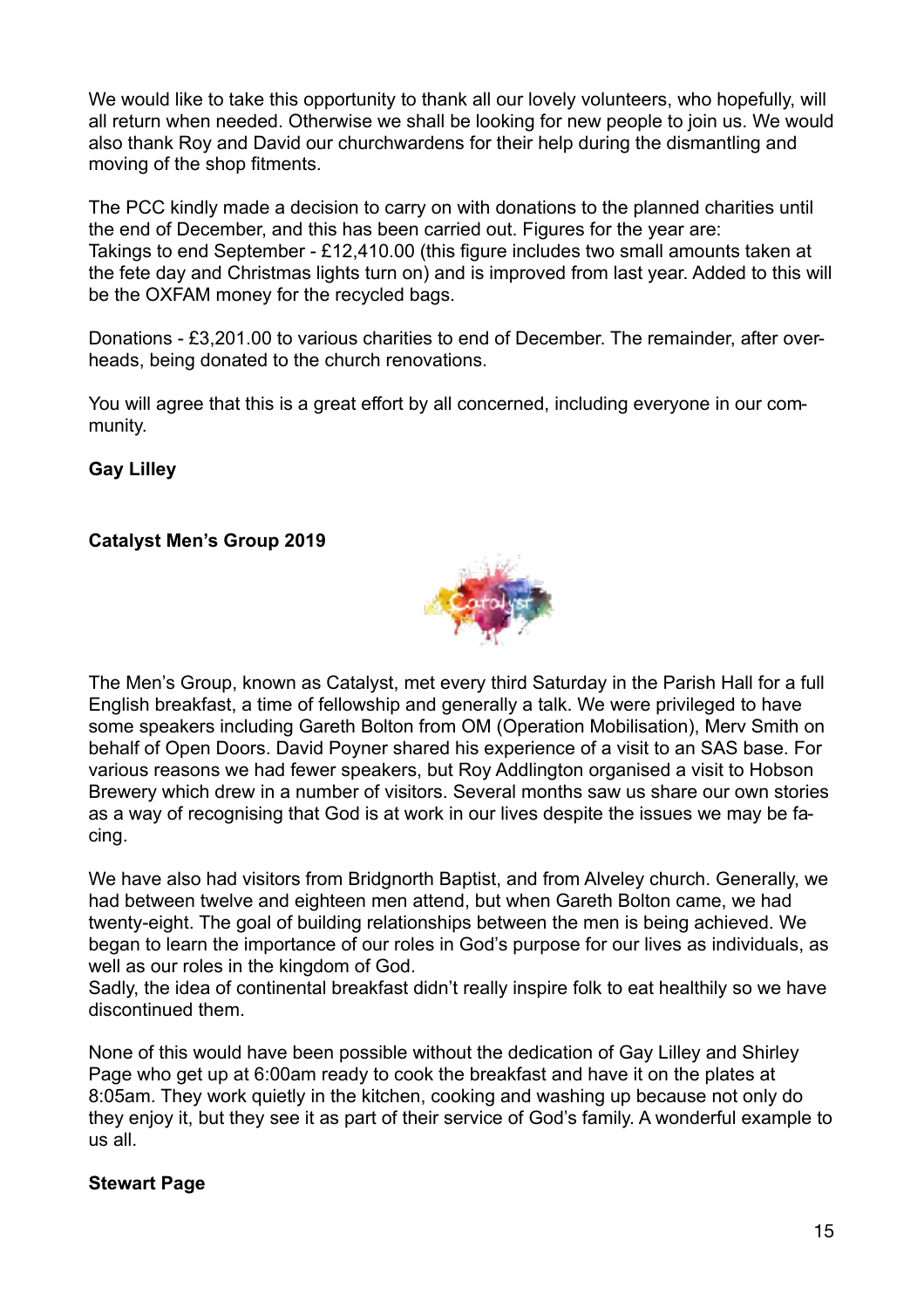We would like to take this opportunity to thank all our lovely volunteers, who hopefully, will all return when needed. Otherwise we shall be looking for new people to join us. We would also thank Roy and David our churchwardens for their help during the dismantling and moving of the shop fitments.

The PCC kindly made a decision to carry on with donations to the planned charities until the end of December, and this has been carried out. Figures for the year are:
Takings to end September - £12,410.00 (this figure includes two small amounts taken at the fete day and Christmas lights turn on) and is improved from last year. Added to this will be the OXFAM money for the recycled bags.

Donations - £3,201.00 to various charities to end of December. The remainder, after overheads, being donated to the church renovations.

You will agree that this is a great effort by all concerned, including everyone in our community.

**Gay Lilley**

**Catalyst Men's Group 2019**

The Men's Group, known as Catalyst, met every third Saturday in the Parish Hall for a full English breakfast, a time of fellowship and generally a talk. We were privileged to have some speakers including Gareth Bolton from OM (Operation Mobilisation), Merv Smith on behalf of Open Doors. David Poyner shared his experience of a visit to an SAS base. For various reasons we had fewer speakers, but Roy Addlington organised a visit to Hobson Brewery which drew in a number of visitors. Several months saw us share our own stories as a way of recognising that God is at work in our lives despite the issues we may be facing.

We have also had visitors from Bridgnorth Baptist, and from Alveley church. Generally, we had between twelve and eighteen men attend, but when Gareth Bolton came, we had twenty-eight. The goal of building relationships between the men is being achieved. We began to learn the importance of our roles in God's purpose for our lives as individuals, as well as our roles in the kingdom of God.
Sadly, the idea of continental breakfast didn't really inspire folk to eat healthily so we have discontinued them.

None of this would have been possible without the dedication of Gay Lilley and Shirley Page who get up at 6:00am ready to cook the breakfast and have it on the plates at 8:05am. They work quietly in the kitchen, cooking and washing up because not only do they enjoy it, but they see it as part of their service of God's family. A wonderful example to us all.

**Stewart Page**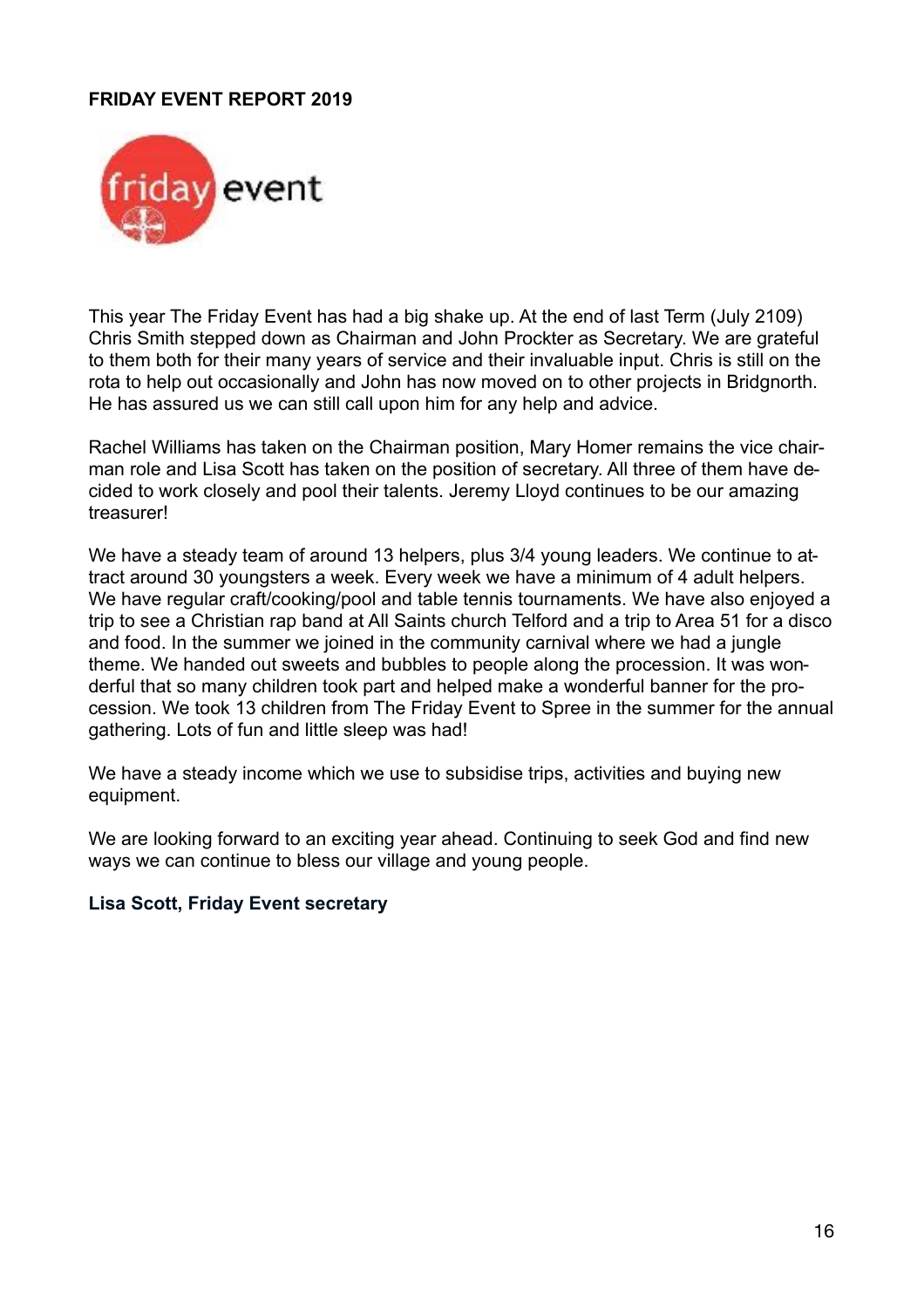**FRIDAY EVENT REPORT 2019**

This year The Friday Event has had a big shake up. At the end of last Term (July 2109) Chris Smith stepped down as Chairman and John Prockter as Secretary. We are grateful to them both for their many years of service and their invaluable input. Chris is still on the rota to help out occasionally and John has now moved on to other projects in Bridgnorth. He has assured us we can still call upon him for any help and advice.

Rachel Williams has taken on the Chairman position, Mary Homer remains the vice chairman role and Lisa Scott has taken on the position of secretary. All three of them have decided to work closely and pool their talents. Jeremy Lloyd continues to be our amazing treasurer!

We have a steady team of around 13 helpers, plus 3/4 young leaders. We continue to attract around 30 youngsters a week. Every week we have a minimum of 4 adult helpers. We have regular craft/cooking/pool and table tennis tournaments. We have also enjoyed a trip to see a Christian rap band at All Saints church Telford and a trip to Area 51 for a disco and food. In the summer we joined in the community carnival where we had a jungle theme. We handed out sweets and bubbles to people along the procession. It was wonderful that so many children took part and helped make a wonderful banner for the procession. We took 13 children from The Friday Event to Spree in the summer for the annual gathering. Lots of fun and little sleep was had!

We have a steady income which we use to subsidise trips, activities and buying new equipment.

We are looking forward to an exciting year ahead. Continuing to seek God and find new ways we can continue to bless our village and young people.

**Lisa Scott, Friday Event secretary**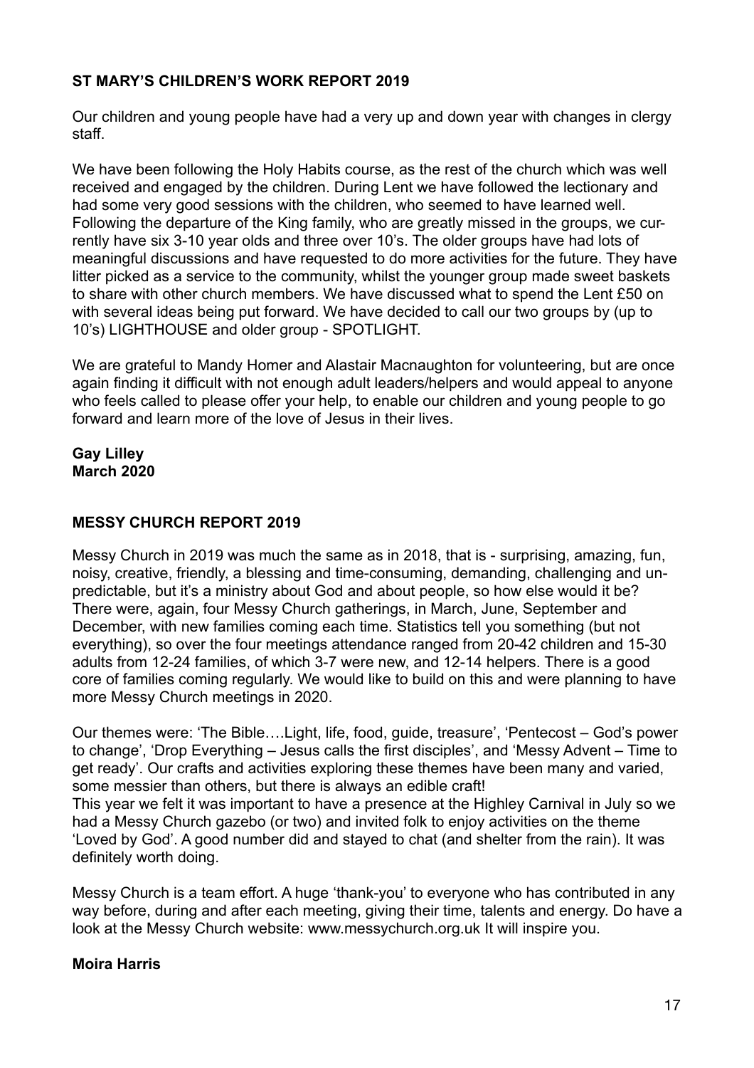## ST MARY'S CHILDREN'S WORK REPORT 2019

Our children and young people have had a very up and down year with changes in clergy staff.

We have been following the Holy Habits course, as the rest of the church which was well received and engaged by the children. During Lent we have followed the lectionary and had some very good sessions with the children, who seemed to have learned well. Following the departure of the King family, who are greatly missed in the groups, we currently have six 3-10 year olds and three over 10's. The older groups have had lots of meaningful discussions and have requested to do more activities for the future. They have litter picked as a service to the community, whilst the younger group made sweet baskets to share with other church members. We have discussed what to spend the Lent £50 on with several ideas being put forward. We have decided to call our two groups by (up to 10's) LIGHTHOUSE and older group - SPOTLIGHT.

We are grateful to Mandy Homer and Alastair Macnaughton for volunteering, but are once again finding it difficult with not enough adult leaders/helpers and would appeal to anyone who feels called to please offer your help, to enable our children and young people to go forward and learn more of the love of Jesus in their lives.

**Gay Lilley**
**March 2020**

## MESSY CHURCH REPORT 2019

Messy Church in 2019 was much the same as in 2018, that is - surprising, amazing, fun, noisy, creative, friendly, a blessing and time-consuming, demanding, challenging and unpredictable, but it's a ministry about God and about people, so how else would it be? There were, again, four Messy Church gatherings, in March, June, September and December, with new families coming each time. Statistics tell you something (but not everything), so over the four meetings attendance ranged from 20-42 children and 15-30 adults from 12-24 families, of which 3-7 were new, and 12-14 helpers. There is a good core of families coming regularly. We would like to build on this and were planning to have more Messy Church meetings in 2020.

Our themes were: 'The Bible….Light, life, food, guide, treasure', 'Pentecost – God's power to change', 'Drop Everything – Jesus calls the first disciples', and 'Messy Advent – Time to get ready'. Our crafts and activities exploring these themes have been many and varied, some messier than others, but there is always an edible craft!
This year we felt it was important to have a presence at the Highley Carnival in July so we had a Messy Church gazebo (or two) and invited folk to enjoy activities on the theme 'Loved by God'. A good number did and stayed to chat (and shelter from the rain). It was definitely worth doing.

Messy Church is a team effort. A huge 'thank-you' to everyone who has contributed in any way before, during and after each meeting, giving their time, talents and energy. Do have a look at the Messy Church website: www.messychurch.org.uk It will inspire you.

**Moira Harris**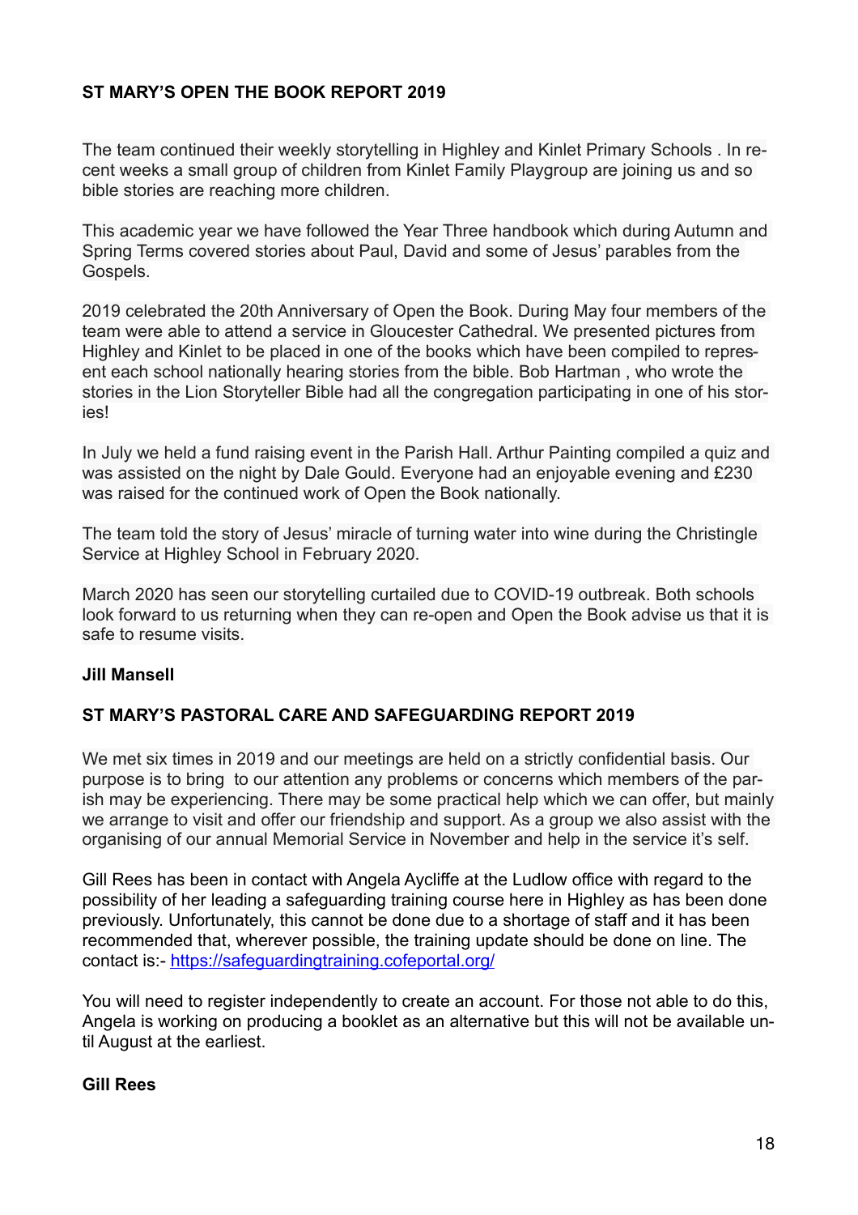## ST MARY'S OPEN THE BOOK REPORT 2019

The team continued their weekly storytelling in Highley and Kinlet Primary Schools . In recent weeks a small group of children from Kinlet Family Playgroup are joining us and so bible stories are reaching more children.

This academic year we have followed the Year Three handbook which during Autumn and Spring Terms covered stories about Paul, David and some of Jesus' parables from the Gospels.

2019 celebrated the 20th Anniversary of Open the Book. During May four members of the team were able to attend a service in Gloucester Cathedral. We presented pictures from Highley and Kinlet to be placed in one of the books which have been compiled to represent each school nationally hearing stories from the bible. Bob Hartman , who wrote the stories in the Lion Storyteller Bible had all the congregation participating in one of his stories!

In July we held a fund raising event in the Parish Hall. Arthur Painting compiled a quiz and was assisted on the night by Dale Gould. Everyone had an enjoyable evening and £230 was raised for the continued work of Open the Book nationally.

The team told the story of Jesus' miracle of turning water into wine during the Christingle Service at Highley School in February 2020.

March 2020 has seen our storytelling curtailed due to COVID-19 outbreak. Both schools look forward to us returning when they can re-open and Open the Book advise us that it is safe to resume visits.

**Jill Mansell**

## ST MARY'S PASTORAL CARE AND SAFEGUARDING REPORT 2019

We met six times in 2019 and our meetings are held on a strictly confidential basis. Our purpose is to bring to our attention any problems or concerns which members of the parish may be experiencing. There may be some practical help which we can offer, but mainly we arrange to visit and offer our friendship and support. As a group we also assist with the organising of our annual Memorial Service in November and help in the service it's self.

Gill Rees has been in contact with Angela Aycliffe at the Ludlow office with regard to the possibility of her leading a safeguarding training course here in Highley as has been done previously. Unfortunately, this cannot be done due to a shortage of staff and it has been recommended that, wherever possible, the training update should be done on line. The contact is:- https://safeguardingtraining.cofeportal.org/

You will need to register independently to create an account. For those not able to do this, Angela is working on producing a booklet as an alternative but this will not be available until August at the earliest.

**Gill Rees**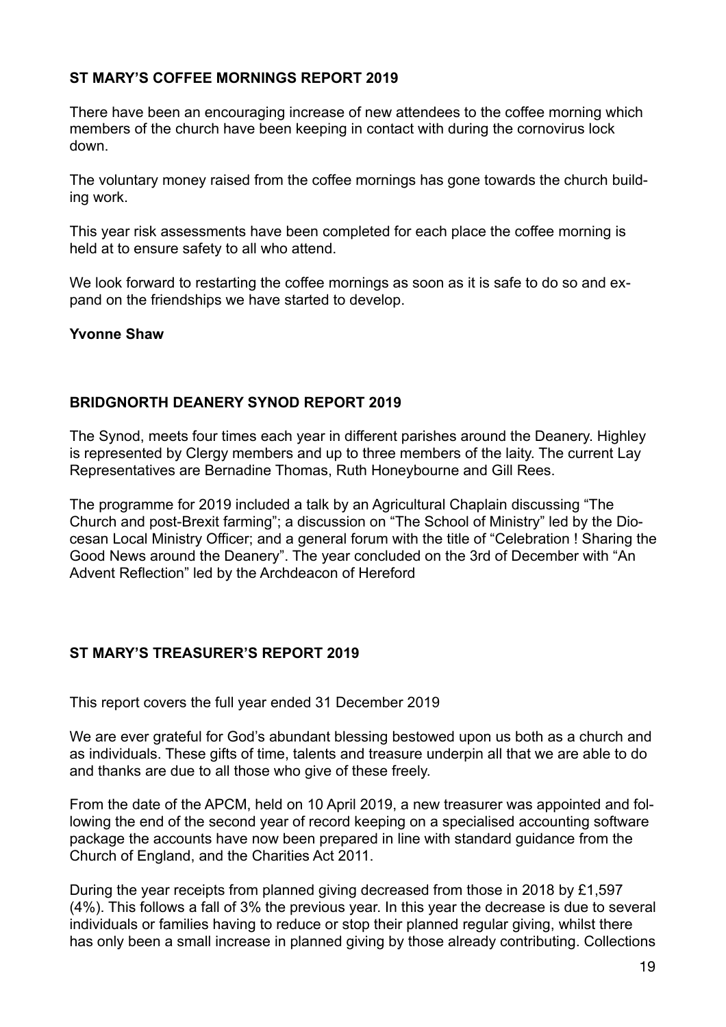**ST MARY'S COFFEE MORNINGS REPORT 2019**

There have been an encouraging increase of new attendees to the coffee morning which members of the church have been keeping in contact with during the cornovirus lock down.

The voluntary money raised from the coffee mornings has gone towards the church building work.

This year risk assessments have been completed for each place the coffee morning is held at to ensure safety to all who attend.

We look forward to restarting the coffee mornings as soon as it is safe to do so and expand on the friendships we have started to develop.

**Yvonne Shaw**

**BRIDGNORTH DEANERY SYNOD REPORT 2019**

The Synod, meets four times each year in different parishes around the Deanery. Highley is represented by Clergy members and up to three members of the laity. The current Lay Representatives are Bernadine Thomas, Ruth Honeybourne and Gill Rees.

The programme for 2019 included a talk by an Agricultural Chaplain discussing "The Church and post-Brexit farming"; a discussion on "The School of Ministry" led by the Diocesan Local Ministry Officer; and a general forum with the title of "Celebration ! Sharing the Good News around the Deanery". The year concluded on the 3rd of December with "An Advent Reflection" led by the Archdeacon of Hereford

**ST MARY'S TREASURER'S REPORT 2019**

This report covers the full year ended 31 December 2019

We are ever grateful for God's abundant blessing bestowed upon us both as a church and as individuals. These gifts of time, talents and treasure underpin all that we are able to do and thanks are due to all those who give of these freely.

From the date of the APCM, held on 10 April 2019, a new treasurer was appointed and following the end of the second year of record keeping on a specialised accounting software package the accounts have now been prepared in line with standard guidance from the Church of England, and the Charities Act 2011.

During the year receipts from planned giving decreased from those in 2018 by £1,597 (4%). This follows a fall of 3% the previous year. In this year the decrease is due to several individuals or families having to reduce or stop their planned regular giving, whilst there has only been a small increase in planned giving by those already contributing. Collections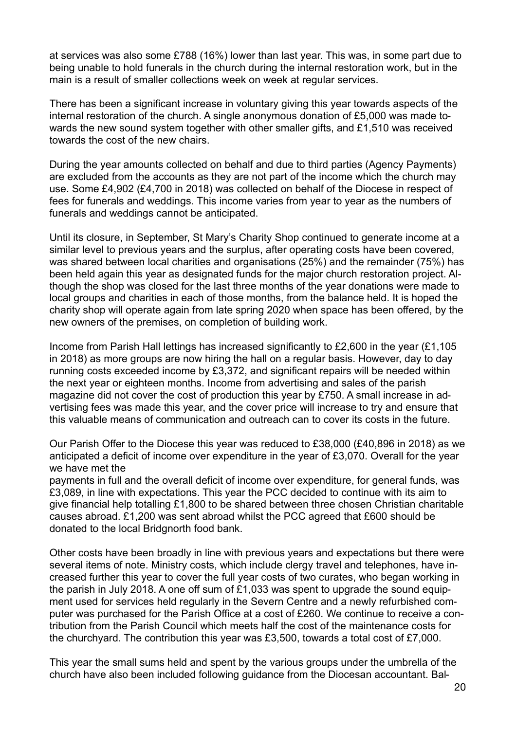at services was also some £788 (16%) lower than last year. This was, in some part due to being unable to hold funerals in the church during the internal restoration work, but in the main is a result of smaller collections week on week at regular services.

There has been a significant increase in voluntary giving this year towards aspects of the internal restoration of the church. A single anonymous donation of £5,000 was made towards the new sound system together with other smaller gifts, and £1,510 was received towards the cost of the new chairs.

During the year amounts collected on behalf and due to third parties (Agency Payments) are excluded from the accounts as they are not part of the income which the church may use. Some £4,902 (£4,700 in 2018) was collected on behalf of the Diocese in respect of fees for funerals and weddings. This income varies from year to year as the numbers of funerals and weddings cannot be anticipated.

Until its closure, in September, St Mary's Charity Shop continued to generate income at a similar level to previous years and the surplus, after operating costs have been covered, was shared between local charities and organisations (25%) and the remainder (75%) has been held again this year as designated funds for the major church restoration project. Although the shop was closed for the last three months of the year donations were made to local groups and charities in each of those months, from the balance held. It is hoped the charity shop will operate again from late spring 2020 when space has been offered, by the new owners of the premises, on completion of building work.

Income from Parish Hall lettings has increased significantly to £2,600 in the year (£1,105 in 2018) as more groups are now hiring the hall on a regular basis. However, day to day running costs exceeded income by £3,372, and significant repairs will be needed within the next year or eighteen months. Income from advertising and sales of the parish magazine did not cover the cost of production this year by £750. A small increase in advertising fees was made this year, and the cover price will increase to try and ensure that this valuable means of communication and outreach can to cover its costs in the future.

Our Parish Offer to the Diocese this year was reduced to £38,000 (£40,896 in 2018) as we anticipated a deficit of income over expenditure in the year of £3,070. Overall for the year we have met the
payments in full and the overall deficit of income over expenditure, for general funds, was £3,089, in line with expectations. This year the PCC decided to continue with its aim to give financial help totalling £1,800 to be shared between three chosen Christian charitable causes abroad. £1,200 was sent abroad whilst the PCC agreed that £600 should be donated to the local Bridgnorth food bank.

Other costs have been broadly in line with previous years and expectations but there were several items of note. Ministry costs, which include clergy travel and telephones, have increased further this year to cover the full year costs of two curates, who began working in the parish in July 2018. A one off sum of £1,033 was spent to upgrade the sound equipment used for services held regularly in the Severn Centre and a newly refurbished computer was purchased for the Parish Office at a cost of £260. We continue to receive a contribution from the Parish Council which meets half the cost of the maintenance costs for the churchyard. The contribution this year was £3,500, towards a total cost of £7,000.

This year the small sums held and spent by the various groups under the umbrella of the church have also been included following guidance from the Diocesan accountant. Bal-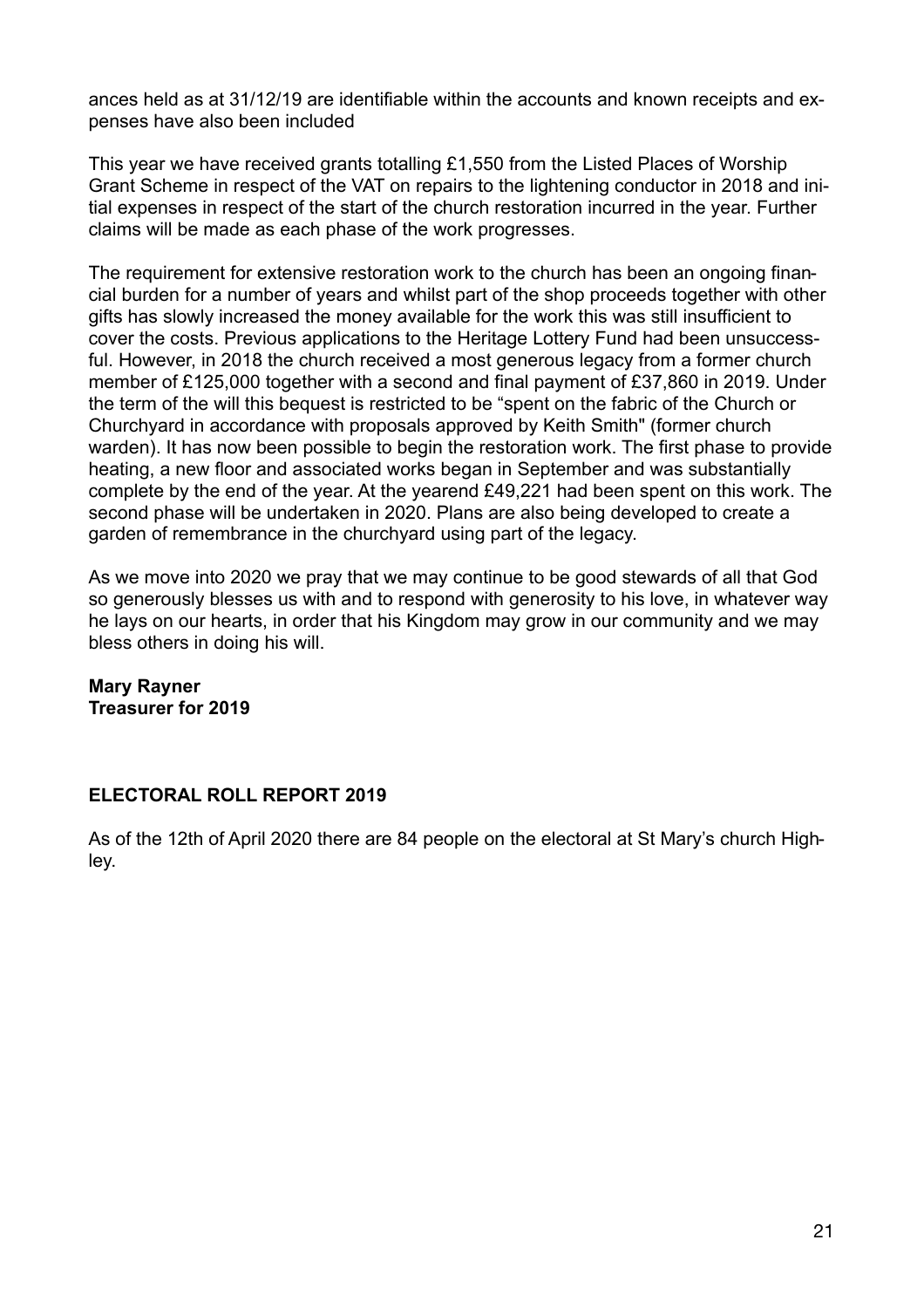ances held as at 31/12/19 are identifiable within the accounts and known receipts and expenses have also been included

This year we have received grants totalling £1,550 from the Listed Places of Worship Grant Scheme in respect of the VAT on repairs to the lightening conductor in 2018 and initial expenses in respect of the start of the church restoration incurred in the year. Further claims will be made as each phase of the work progresses.

The requirement for extensive restoration work to the church has been an ongoing financial burden for a number of years and whilst part of the shop proceeds together with other gifts has slowly increased the money available for the work this was still insufficient to cover the costs. Previous applications to the Heritage Lottery Fund had been unsuccessful. However, in 2018 the church received a most generous legacy from a former church member of £125,000 together with a second and final payment of £37,860 in 2019. Under the term of the will this bequest is restricted to be "spent on the fabric of the Church or Churchyard in accordance with proposals approved by Keith Smith" (former church warden). It has now been possible to begin the restoration work. The first phase to provide heating, a new floor and associated works began in September and was substantially complete by the end of the year. At the yearend £49,221 had been spent on this work. The second phase will be undertaken in 2020. Plans are also being developed to create a garden of remembrance in the churchyard using part of the legacy.

As we move into 2020 we pray that we may continue to be good stewards of all that God so generously blesses us with and to respond with generosity to his love, in whatever way he lays on our hearts, in order that his Kingdom may grow in our community and we may bless others in doing his will.

**Mary Rayner**
**Treasurer for 2019**

## ELECTORAL ROLL REPORT 2019

As of the 12th of April 2020 there are 84 people on the electoral at St Mary's church Highley.